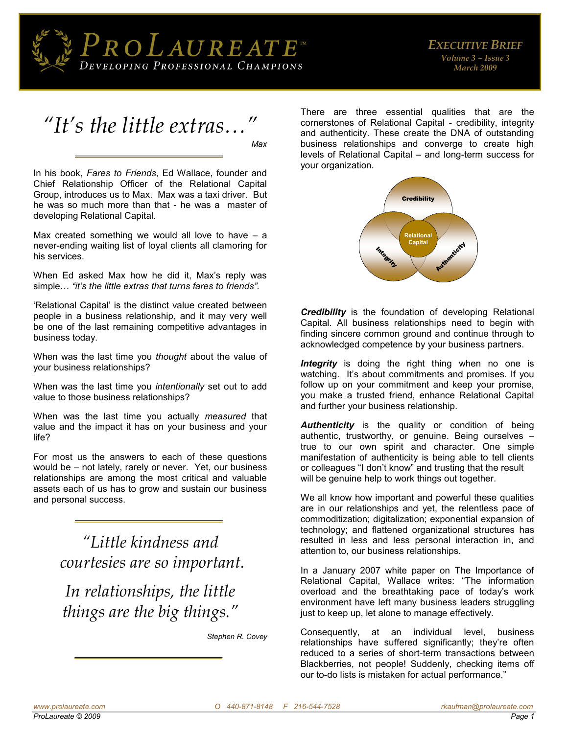# ProLaureate™

*Developing Professional Champions*

**Executive Brief**
*Volume 3 ~ Issue 3*
*March 2009*

## *"It's the little extras…"*

*Max*

In his book, *Fares to Friends*, Ed Wallace, founder and Chief Relationship Officer of the Relational Capital Group, introduces us to Max. Max was a taxi driver. But he was so much more than that - he was a master of developing Relational Capital.

Max created something we would all love to have – a never-ending waiting list of loyal clients all clamoring for his services.

When Ed asked Max how he did it, Max's reply was simple… *"it's the little extras that turns fares to friends".*

'Relational Capital' is the distinct value created between people in a business relationship, and it may very well be one of the last remaining competitive advantages in business today.

When was the last time you *thought* about the value of your business relationships?

When was the last time you *intentionally* set out to add value to those business relationships?

When was the last time you actually *measured* that value and the impact it has on your business and your life?

For most us the answers to each of these questions would be – not lately, rarely or never. Yet, our business relationships are among the most critical and valuable assets each of us has to grow and sustain our business and personal success.

> *"Little kindness and courtesies are so important.*
>
> *In relationships, the little things are the big things."*
>
> Stephen R. Covey

There are three essential qualities that are the cornerstones of Relational Capital - credibility, integrity and authenticity. These create the DNA of outstanding business relationships and converge to create high levels of Relational Capital – and long-term success for your organization.

Credibility · Integrity · Authenticity → Relational Capital

***Credibility*** is the foundation of developing Relational Capital. All business relationships need to begin with finding sincere common ground and continue through to acknowledged competence by your business partners.

***Integrity*** is doing the right thing when no one is watching. It's about commitments and promises. If you follow up on your commitment and keep your promise, you make a trusted friend, enhance Relational Capital and further your business relationship.

***Authenticity*** is the quality or condition of being authentic, trustworthy, or genuine. Being ourselves – true to our own spirit and character. One simple manifestation of authenticity is being able to tell clients or colleagues "I don't know" and trusting that the result will be genuine help to work things out together.

We all know how important and powerful these qualities are in our relationships and yet, the relentless pace of commoditization; digitalization; exponential expansion of technology; and flattened organizational structures has resulted in less and less personal interaction in, and attention to, our business relationships.

In a January 2007 white paper on The Importance of Relational Capital, Wallace writes: "The information overload and the breathtaking pace of today's work environment have left many business leaders struggling just to keep up, let alone to manage effectively.

Consequently, at an individual level, business relationships have suffered significantly; they're often reduced to a series of short-term transactions between Blackberries, not people! Suddenly, checking items off our to-do lists is mistaken for actual performance."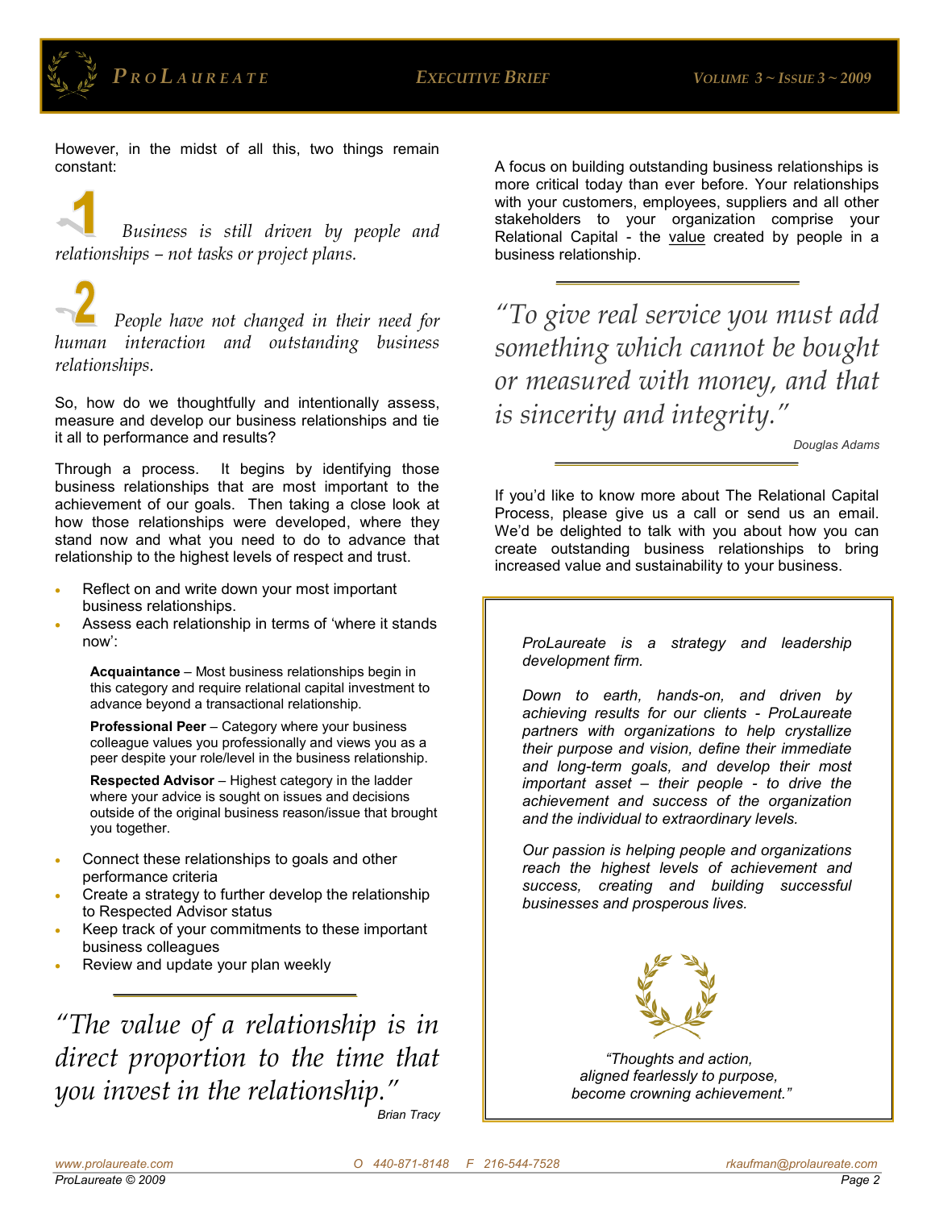However, in the midst of all this, two things remain constant:

**1** *Business is still driven by people and relationships – not tasks or project plans.*

**2** *People have not changed in their need for human interaction and outstanding business relationships.*

So, how do we thoughtfully and intentionally assess, measure and develop our business relationships and tie it all to performance and results?

Through a process. It begins by identifying those business relationships that are most important to the achievement of our goals. Then taking a close look at how those relationships were developed, where they stand now and what you need to do to advance that relationship to the highest levels of respect and trust.

- Reflect on and write down your most important business relationships.
- Assess each relationship in terms of 'where it stands now':

  **Acquaintance** – Most business relationships begin in this category and require relational capital investment to advance beyond a transactional relationship.

  **Professional Peer** – Category where your business colleague values you professionally and views you as a peer despite your role/level in the business relationship.

  **Respected Advisor** – Highest category in the ladder where your advice is sought on issues and decisions outside of the original business reason/issue that brought you together.

- Connect these relationships to goals and other performance criteria
- Create a strategy to further develop the relationship to Respected Advisor status
- Keep track of your commitments to these important business colleagues
- Review and update your plan weekly

---

*"The value of a relationship is in direct proportion to the time that you invest in the relationship."*

*Brian Tracy*

A focus on building outstanding business relationships is more critical today than ever before. Your relationships with your customers, employees, suppliers and all other stakeholders to your organization comprise your Relational Capital - the value created by people in a business relationship.

---

*"To give real service you must add something which cannot be bought or measured with money, and that is sincerity and integrity."*

*Douglas Adams*

---

If you'd like to know more about The Relational Capital Process, please give us a call or send us an email. We'd be delighted to talk with you about how you can create outstanding business relationships to bring increased value and sustainability to your business.

*ProLaureate is a strategy and leadership development firm.*

*Down to earth, hands-on, and driven by achieving results for our clients - ProLaureate partners with organizations to help crystallize their purpose and vision, define their immediate and long-term goals, and develop their most important asset – their people - to drive the achievement and success of the organization and the individual to extraordinary levels.*

*Our passion is helping people and organizations reach the highest levels of achievement and success, creating and building successful businesses and prosperous lives.*

*"Thoughts and action,*
*aligned fearlessly to purpose,*
*become crowning achievement."*

www.prolaureate.com O 440-871-8148 F 216-544-7528 rkaufman@prolaureate.com

ProLaureate © 2009